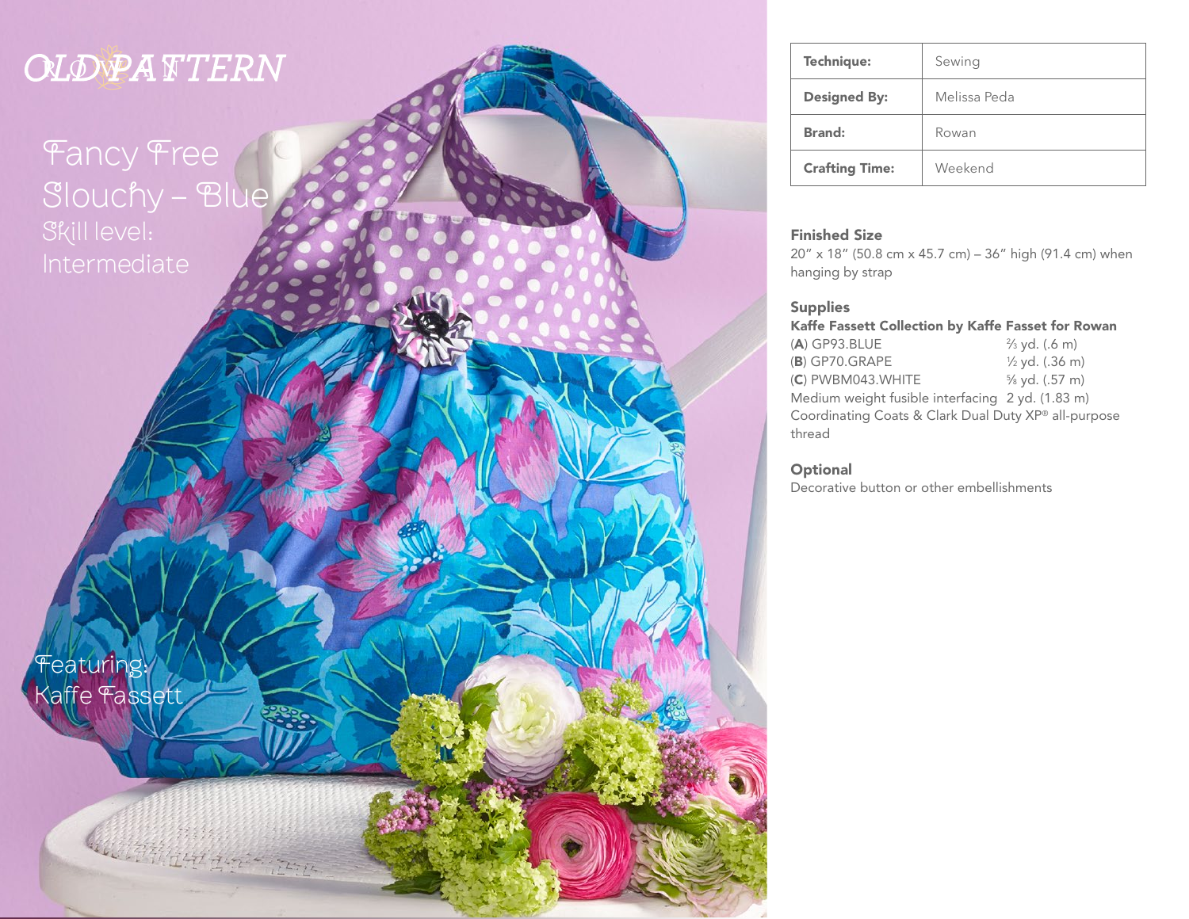OLDPATTERN

# Fancy Free Slouchy – Blue

Skill level: Intermediate

| Technique: | Sewing |
| --- | --- |
| Designed By: | Melissa Peda |
| Brand: | Rowan |
| Crafting Time: | Weekend |

## Finished Size

20" x 18" (50.8 cm x 45.7 cm) – 36" high (91.4 cm) when hanging by strap

## Supplies

**Kaffe Fassett Collection by Kaffe Fasset for Rowan**

(**A**) GP93.BLUE ⅔ yd. (.6 m)
(**B**) GP70.GRAPE ½ yd. (.36 m)
(**C**) PWBM043.WHITE ⅝ yd. (.57 m)
Medium weight fusible interfacing 2 yd. (1.83 m)
Coordinating Coats & Clark Dual Duty XP® all-purpose thread

## Optional

Decorative button or other embellishments

Featuring: Kaffe Fassett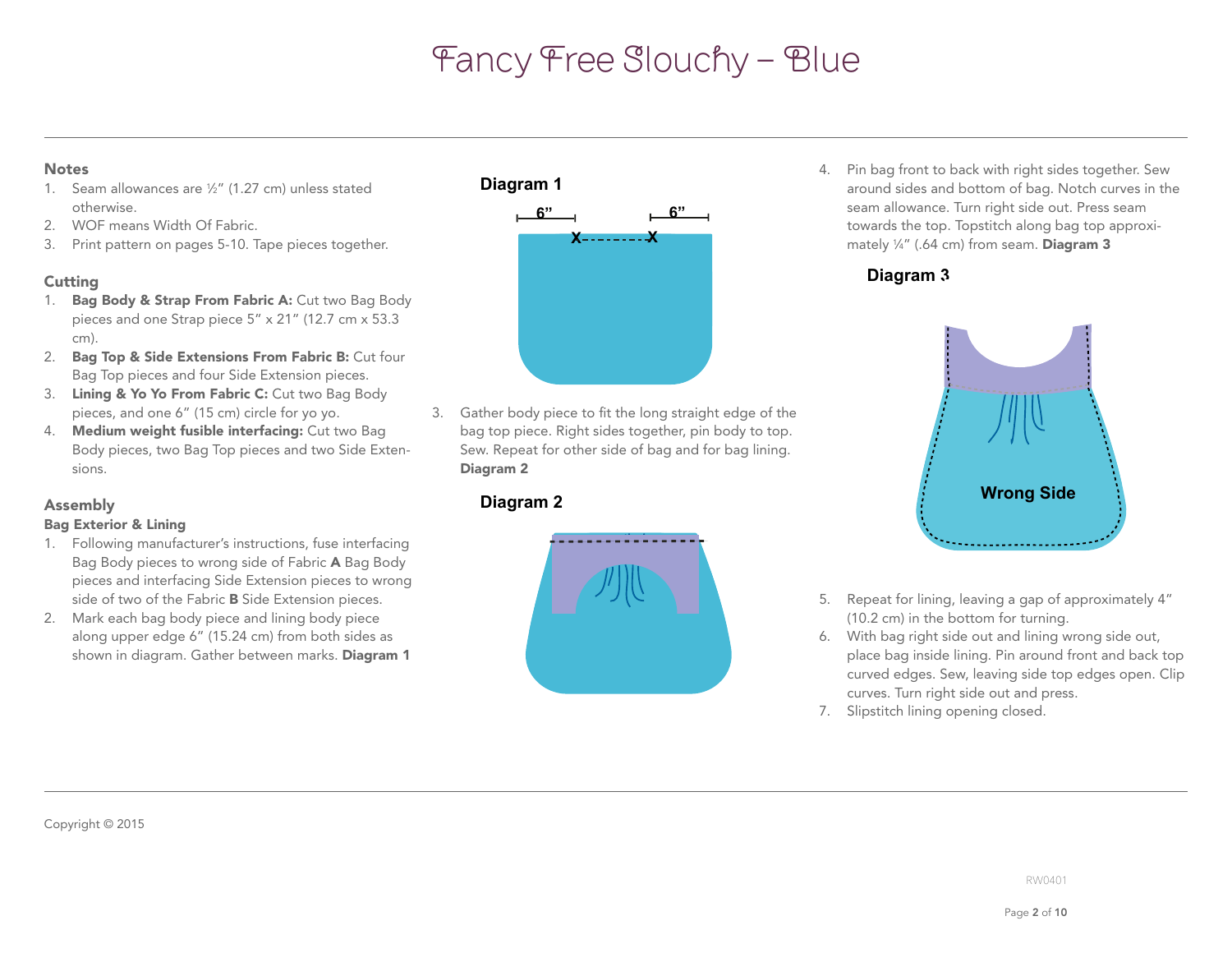# Fancy Free Slouchy – Blue

## Notes

1. Seam allowances are ½" (1.27 cm) unless stated otherwise.
2. WOF means Width Of Fabric.
3. Print pattern on pages 5-10. Tape pieces together.

## Cutting

1. **Bag Body & Strap From Fabric A:** Cut two Bag Body pieces and one Strap piece 5" x 21" (12.7 cm x 53.3 cm).
2. **Bag Top & Side Extensions From Fabric B:** Cut four Bag Top pieces and four Side Extension pieces.
3. **Lining & Yo Yo From Fabric C:** Cut two Bag Body pieces, and one 6" (15 cm) circle for yo yo.
4. **Medium weight fusible interfacing:** Cut two Bag Body pieces, two Bag Top pieces and two Side Extensions.

## Assembly

### Bag Exterior & Lining

1. Following manufacturer's instructions, fuse interfacing Bag Body pieces to wrong side of Fabric **A** Bag Body pieces and interfacing Side Extension pieces to wrong side of two of the Fabric **B** Side Extension pieces.
2. Mark each bag body piece and lining body piece along upper edge 6" (15.24 cm) from both sides as shown in diagram. Gather between marks. **Diagram 1**

**Diagram 1**

6" 6"
X X

3. Gather body piece to fit the long straight edge of the bag top piece. Right sides together, pin body to top. Sew. Repeat for other side of bag and for bag lining. **Diagram 2**

**Diagram 2**

4. Pin bag front to back with right sides together. Sew around sides and bottom of bag. Notch curves in the seam allowance. Turn right side out. Press seam towards the top. Topstitch along bag top approximately ¼" (.64 cm) from seam. **Diagram 3**

**Diagram 3**

Wrong Side

5. Repeat for lining, leaving a gap of approximately 4" (10.2 cm) in the bottom for turning.
6. With bag right side out and lining wrong side out, place bag inside lining. Pin around front and back top curved edges. Sew, leaving side top edges open. Clip curves. Turn right side out and press.
7. Slipstitch lining opening closed.

Copyright © 2015

RW0401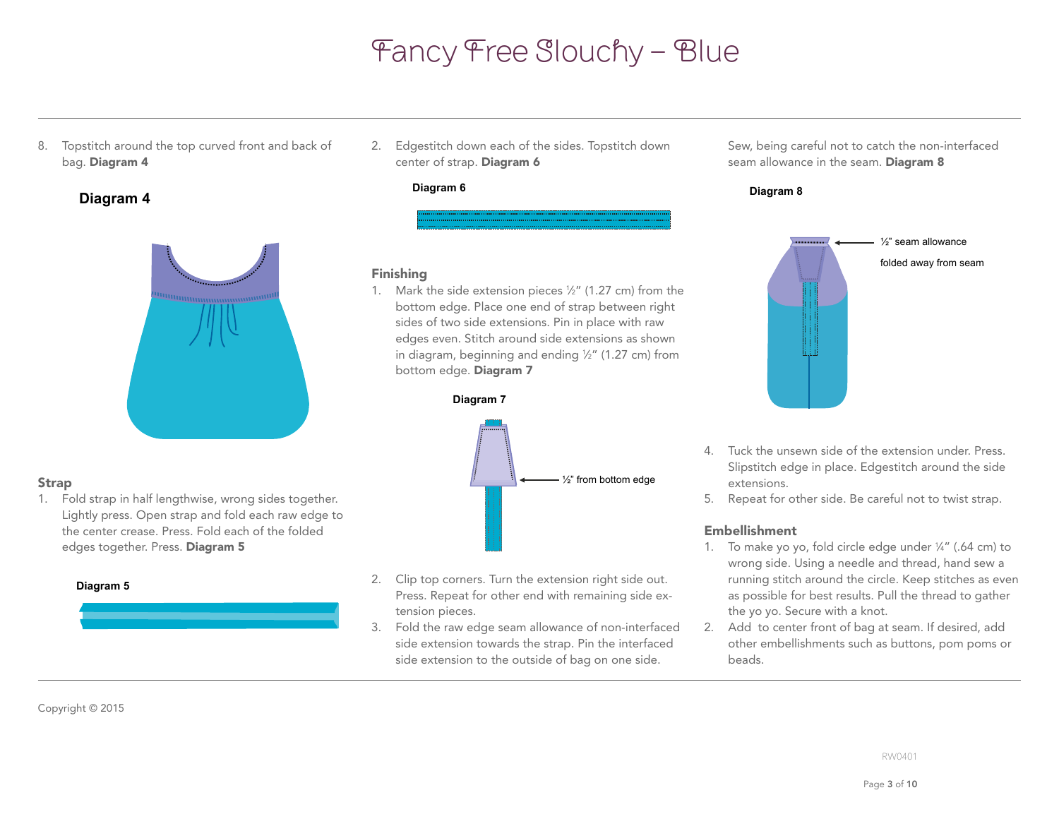# Fancy Free Slouchy – Blue

8. Topstitch around the top curved front and back of bag. **Diagram 4**

**Diagram 4**

## Strap

1. Fold strap in half lengthwise, wrong sides together. Lightly press. Open strap and fold each raw edge to the center crease. Press. Fold each of the folded edges together. Press. **Diagram 5**

**Diagram 5**

2. Edgestitch down each of the sides. Topstitch down center of strap. **Diagram 6**

**Diagram 6**

## Finishing

1. Mark the side extension pieces ½" (1.27 cm) from the bottom edge. Place one end of strap between right sides of two side extensions. Pin in place with raw edges even. Stitch around side extensions as shown in diagram, beginning and ending ½" (1.27 cm) from bottom edge. **Diagram 7**

**Diagram 7**

½" from bottom edge

2. Clip top corners. Turn the extension right side out. Press. Repeat for other end with remaining side extension pieces.
3. Fold the raw edge seam allowance of non-interfaced side extension towards the strap. Pin the interfaced side extension to the outside of bag on one side. Sew, being careful not to catch the non-interfaced seam allowance in the seam. **Diagram 8**

**Diagram 8**

½" seam allowance folded away from seam

4. Tuck the unsewn side of the extension under. Press. Slipstitch edge in place. Edgestitch around the side extensions.
5. Repeat for other side. Be careful not to twist strap.

## Embellishment

1. To make yo yo, fold circle edge under ¼" (.64 cm) to wrong side. Using a needle and thread, hand sew a running stitch around the circle. Keep stitches as even as possible for best results. Pull the thread to gather the yo yo. Secure with a knot.
2. Add  to center front of bag at seam. If desired, add other embellishments such as buttons, pom poms or beads.

Copyright © 2015

RW0401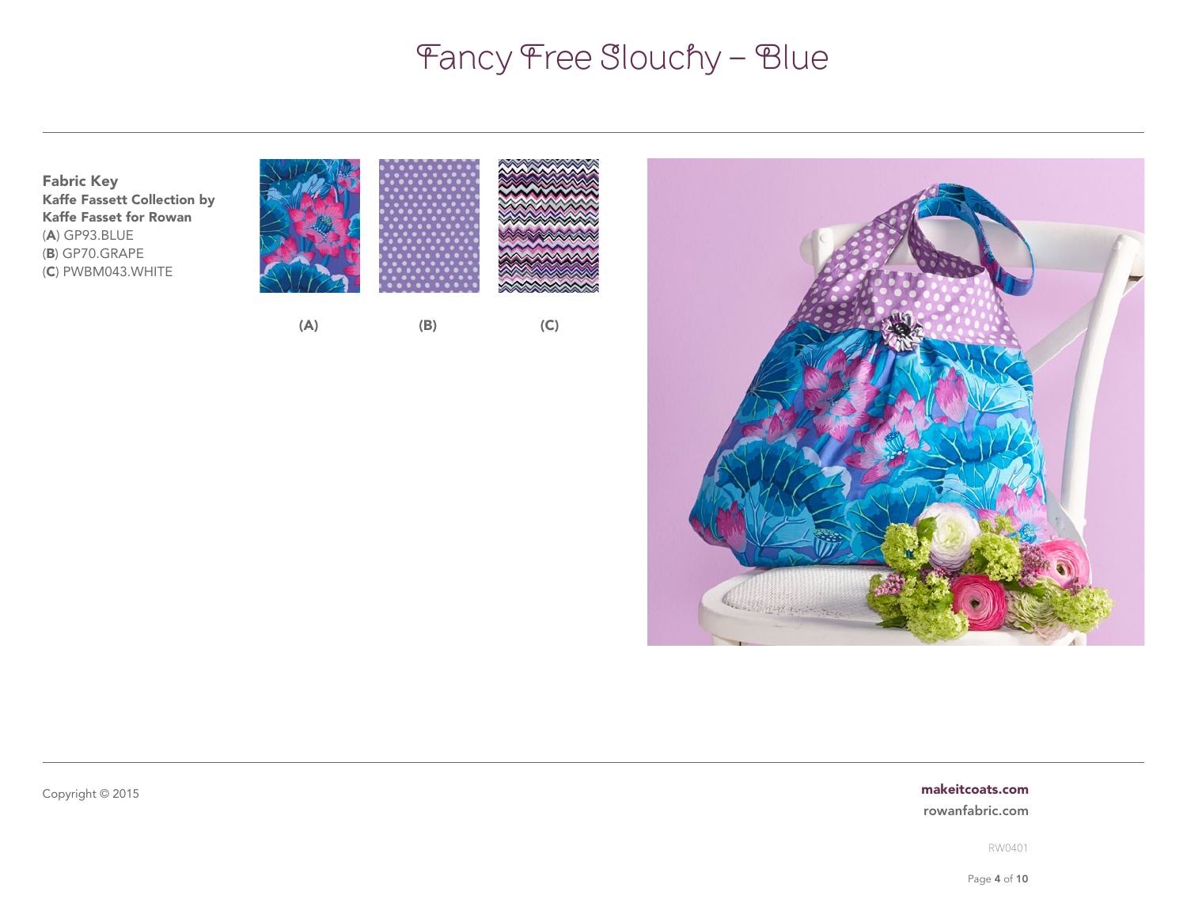# Fancy Free Slouchy – Blue

**Fabric Key**
**Kaffe Fassett Collection by Kaffe Fasset for Rowan**
(**A**) GP93.BLUE
(**B**) GP70.GRAPE
(**C**) PWBM043.WHITE

**(A)** **(B)** **(C)**

Copyright © 2015

**makeitcoats.com**
**rowanfabric.com**

RW0401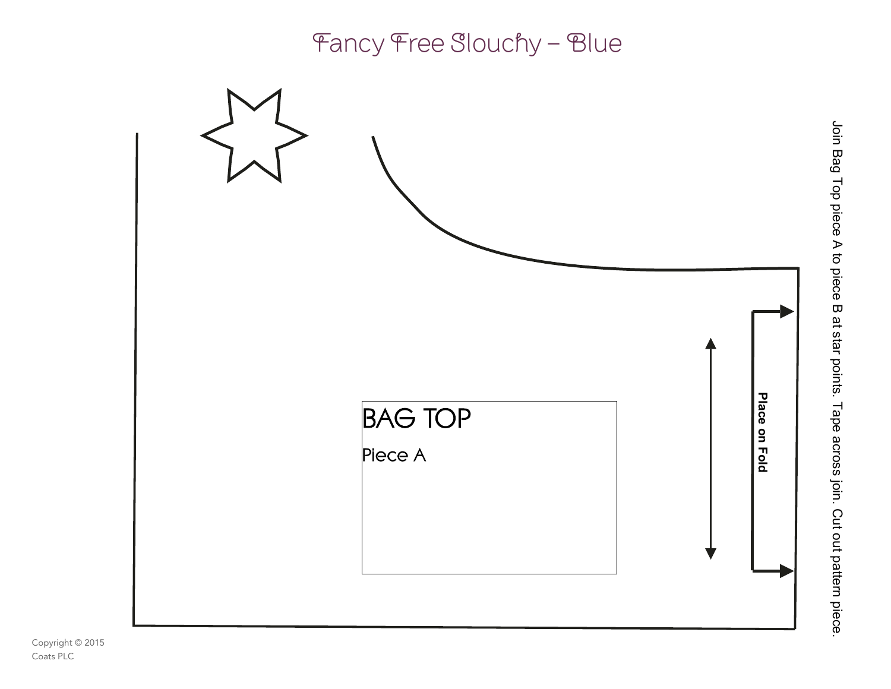# Fancy Free Slouchy – Blue

## BAG TOP

Piece A

**Place on Fold**

Join Bag Top piece A to piece B at star points. Tape across join. Cut out pattern piece.

Copyright © 2015
Coats PLC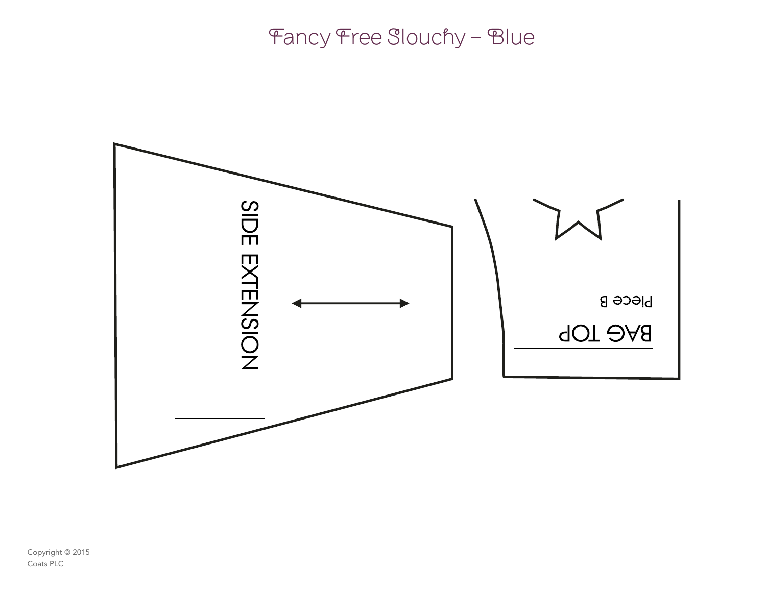# Fancy Free Slouchy – Blue

SIDE EXTENSION

BAG TOP

Piece B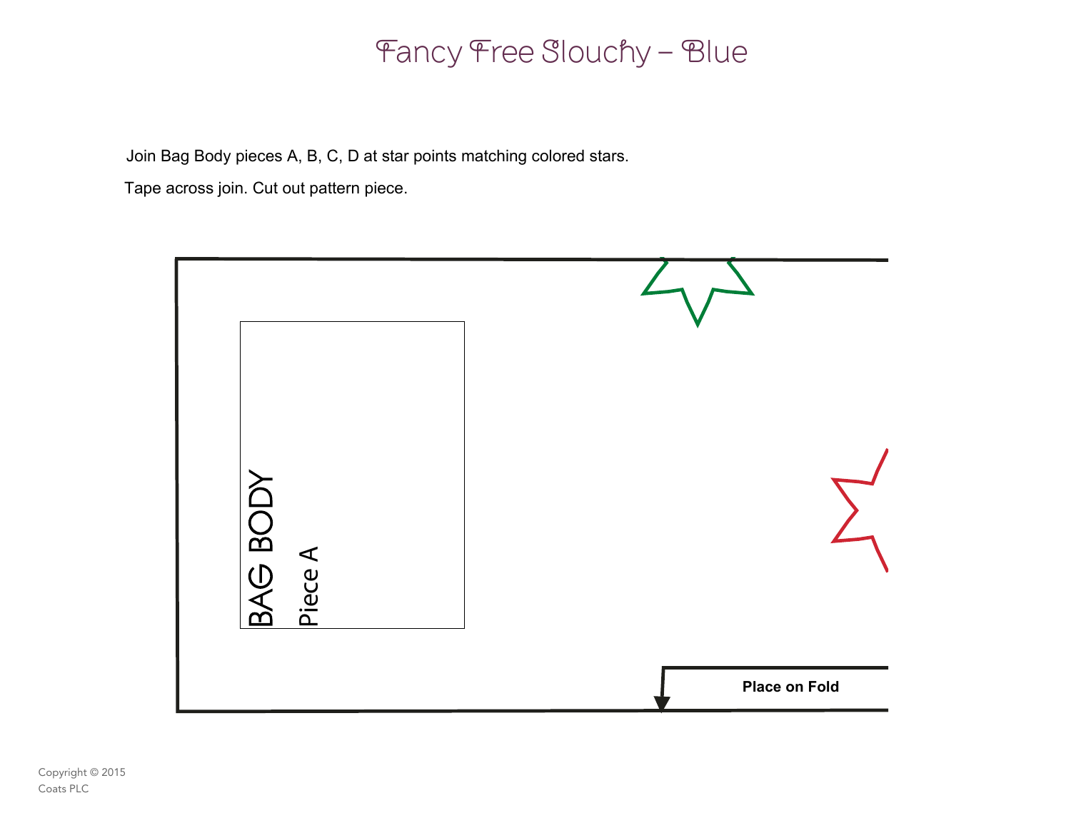# Fancy Free Slouchy – Blue

Join Bag Body pieces A, B, C, D at star points matching colored stars.

Tape across join. Cut out pattern piece.

BAG BODY

Piece A

**Place on Fold**

Copyright © 2015
Coats PLC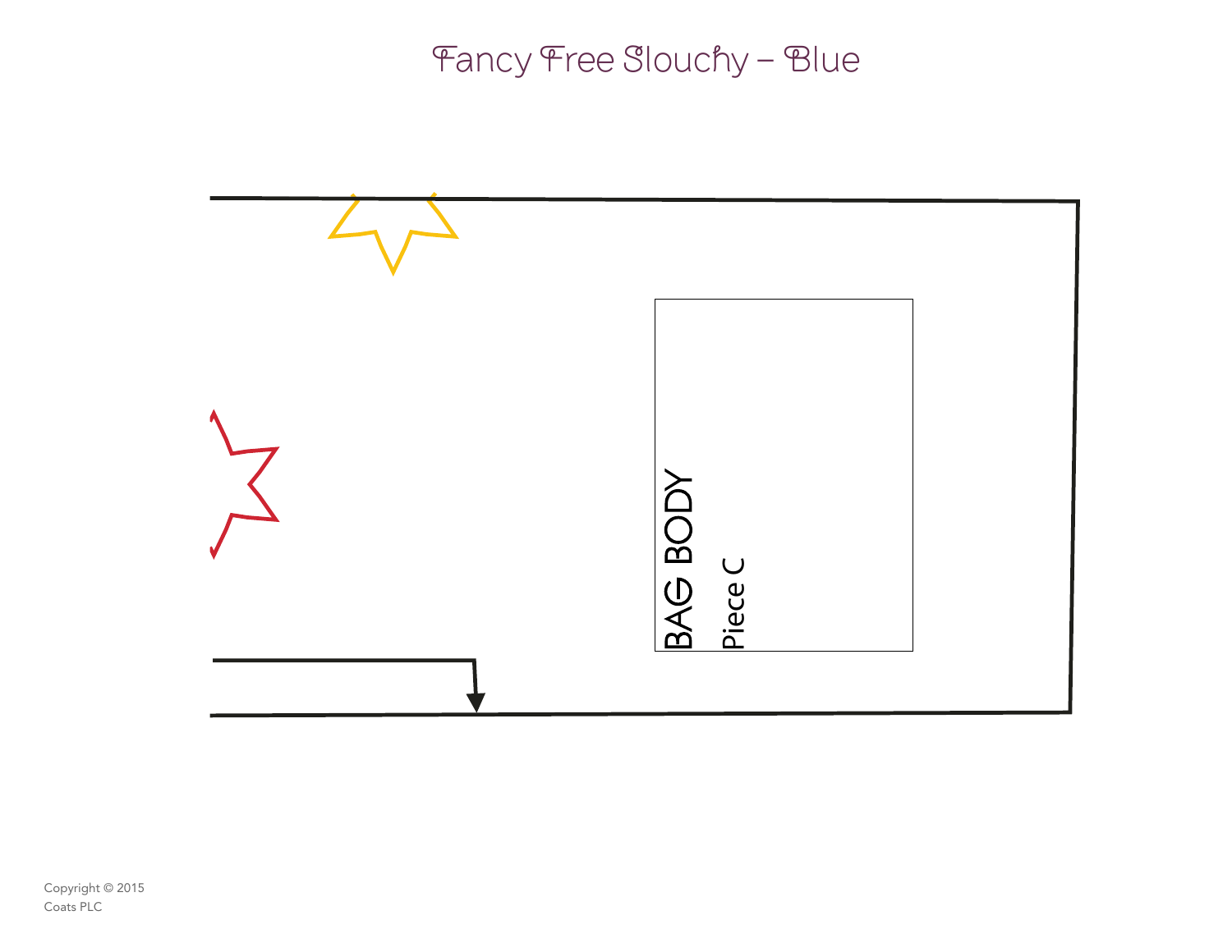# Fancy Free Slouchy – Blue

BAG BODY

Piece C

Copyright © 2015
Coats PLC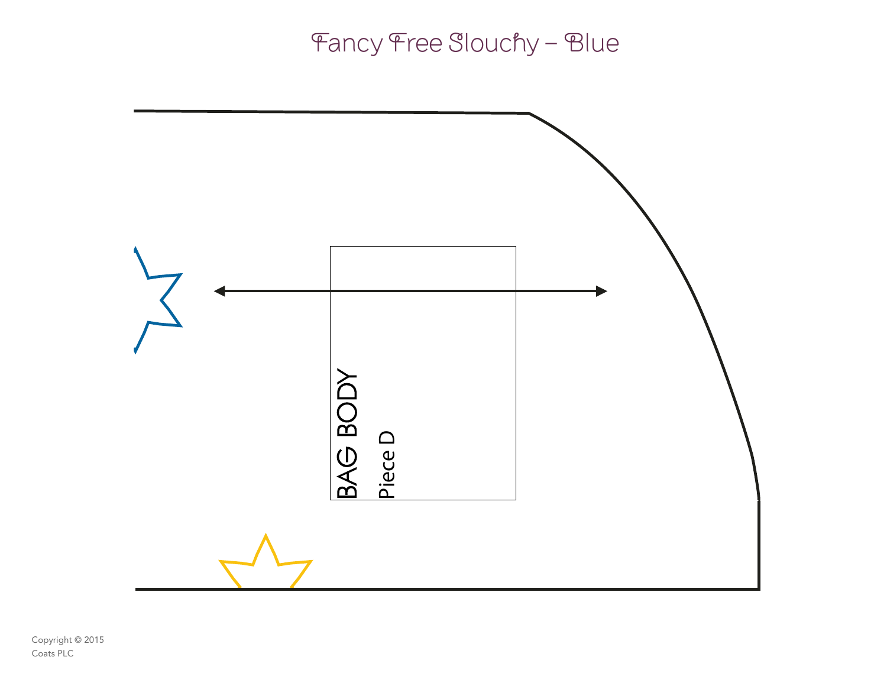# Fancy Free Slouchy – Blue

BAG BODY

Piece D

Copyright © 2015
Coats PLC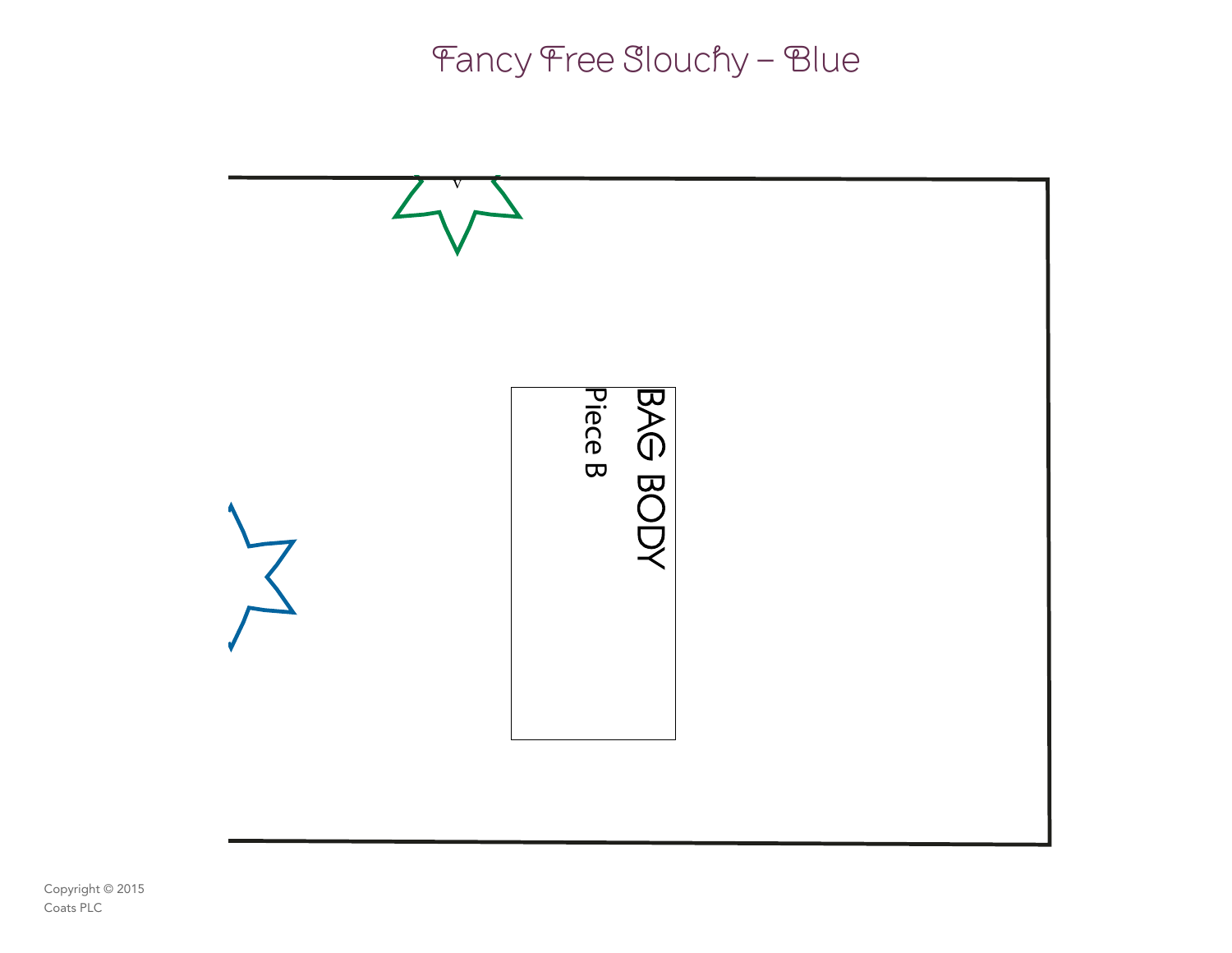# Fancy Free Slouchy – Blue

BAG BODY
Piece B

Copyright © 2015
Coats PLC